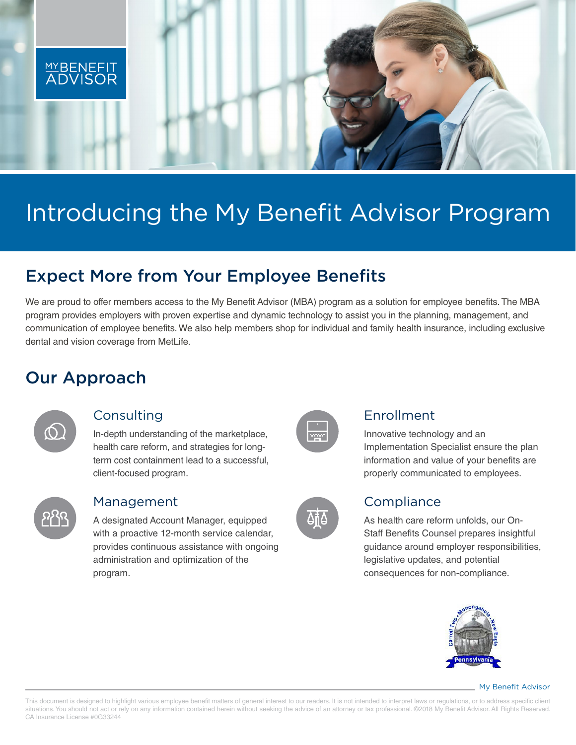MY BENEFIT ADVISOR

# Introducing the My Benefit Advisor Program

## Expect More from Your Employee Benefits

We are proud to offer members access to the My Benefit Advisor (MBA) program as a solution for employee benefits. The MBA program provides employers with proven expertise and dynamic technology to assist you in the planning, management, and communication of employee benefits. We also help members shop for individual and family health insurance, including exclusive dental and vision coverage from MetLife.

## Our Approach

### Consulting

In-depth understanding of the marketplace, health care reform, and strategies for long-term cost containment lead to a successful, client-focused program.

### Management

A designated Account Manager, equipped with a proactive 12-month service calendar, provides continuous assistance with ongoing administration and optimization of the program.

### Enrollment

Innovative technology and an Implementation Specialist ensure the plan information and value of your benefits are properly communicated to employees.

### Compliance

As health care reform unfolds, our On-Staff Benefits Counsel prepares insightful guidance around employer responsibilities, legislative updates, and potential consequences for non-compliance.

Carroll Twp. • Monongahela • New Eagle
Pennsylvania

My Benefit Advisor

This document is designed to highlight various employee benefit matters of general interest to our readers. It is not intended to interpret laws or regulations, or to address specific client situations. You should not act or rely on any information contained herein without seeking the advice of an attorney or tax professional. ©2018 My Benefit Advisor. All Rights Reserved. CA Insurance License #0G33244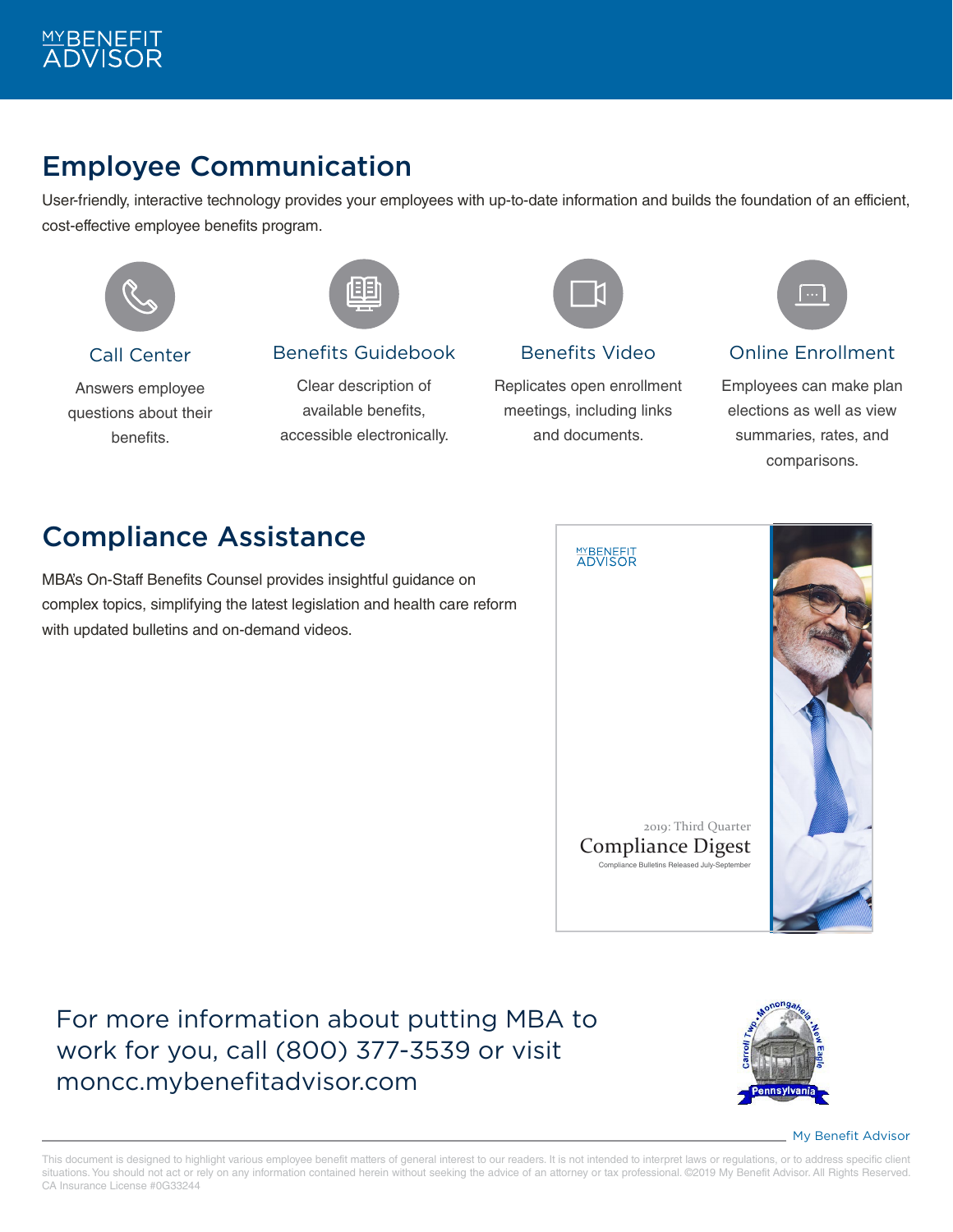## Employee Communication

User-friendly, interactive technology provides your employees with up-to-date information and builds the foundation of an efficient, cost-effective employee benefits program.

### Call Center

Answers employee questions about their benefits.

### Benefits Guidebook

Clear description of available benefits, accessible electronically.

### Benefits Video

Replicates open enrollment meetings, including links and documents.

### Online Enrollment

Employees can make plan elections as well as view summaries, rates, and comparisons.

## Compliance Assistance

MBA's On-Staff Benefits Counsel provides insightful guidance on complex topics, simplifying the latest legislation and health care reform with updated bulletins and on-demand videos.

MY BENEFIT ADVISOR

2019: Third Quarter

Compliance Digest

Compliance Bulletins Released July-September

For more information about putting MBA to work for you, call (800) 377-3539 or visit moncc.mybenefitadvisor.com

My Benefit Advisor

This document is designed to highlight various employee benefit matters of general interest to our readers. It is not intended to interpret laws or regulations, or to address specific client situations. You should not act or rely on any information contained herein without seeking the advice of an attorney or tax professional. ©2019 My Benefit Advisor. All Rights Reserved. CA Insurance License #0G33244